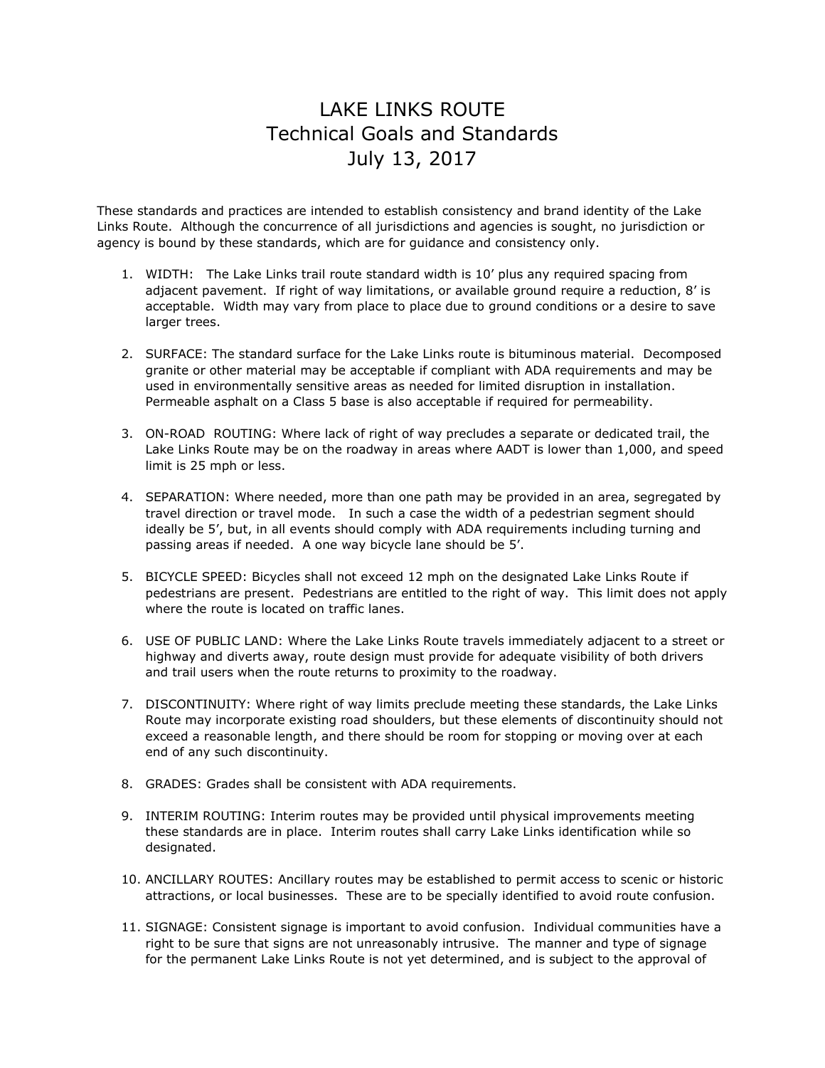# LAKE LINKS ROUTE
## Technical Goals and Standards
## July 13, 2017

These standards and practices are intended to establish consistency and brand identity of the Lake Links Route. Although the concurrence of all jurisdictions and agencies is sought, no jurisdiction or agency is bound by these standards, which are for guidance and consistency only.

1. WIDTH: The Lake Links trail route standard width is 10' plus any required spacing from adjacent pavement. If right of way limitations, or available ground require a reduction, 8' is acceptable. Width may vary from place to place due to ground conditions or a desire to save larger trees.

2. SURFACE: The standard surface for the Lake Links route is bituminous material. Decomposed granite or other material may be acceptable if compliant with ADA requirements and may be used in environmentally sensitive areas as needed for limited disruption in installation. Permeable asphalt on a Class 5 base is also acceptable if required for permeability.

3. ON-ROAD ROUTING: Where lack of right of way precludes a separate or dedicated trail, the Lake Links Route may be on the roadway in areas where AADT is lower than 1,000, and speed limit is 25 mph or less.

4. SEPARATION: Where needed, more than one path may be provided in an area, segregated by travel direction or travel mode. In such a case the width of a pedestrian segment should ideally be 5', but, in all events should comply with ADA requirements including turning and passing areas if needed. A one way bicycle lane should be 5'.

5. BICYCLE SPEED: Bicycles shall not exceed 12 mph on the designated Lake Links Route if pedestrians are present. Pedestrians are entitled to the right of way. This limit does not apply where the route is located on traffic lanes.

6. USE OF PUBLIC LAND: Where the Lake Links Route travels immediately adjacent to a street or highway and diverts away, route design must provide for adequate visibility of both drivers and trail users when the route returns to proximity to the roadway.

7. DISCONTINUITY: Where right of way limits preclude meeting these standards, the Lake Links Route may incorporate existing road shoulders, but these elements of discontinuity should not exceed a reasonable length, and there should be room for stopping or moving over at each end of any such discontinuity.

8. GRADES: Grades shall be consistent with ADA requirements.

9. INTERIM ROUTING: Interim routes may be provided until physical improvements meeting these standards are in place. Interim routes shall carry Lake Links identification while so designated.

10. ANCILLARY ROUTES: Ancillary routes may be established to permit access to scenic or historic attractions, or local businesses. These are to be specially identified to avoid route confusion.

11. SIGNAGE: Consistent signage is important to avoid confusion. Individual communities have a right to be sure that signs are not unreasonably intrusive. The manner and type of signage for the permanent Lake Links Route is not yet determined, and is subject to the approval of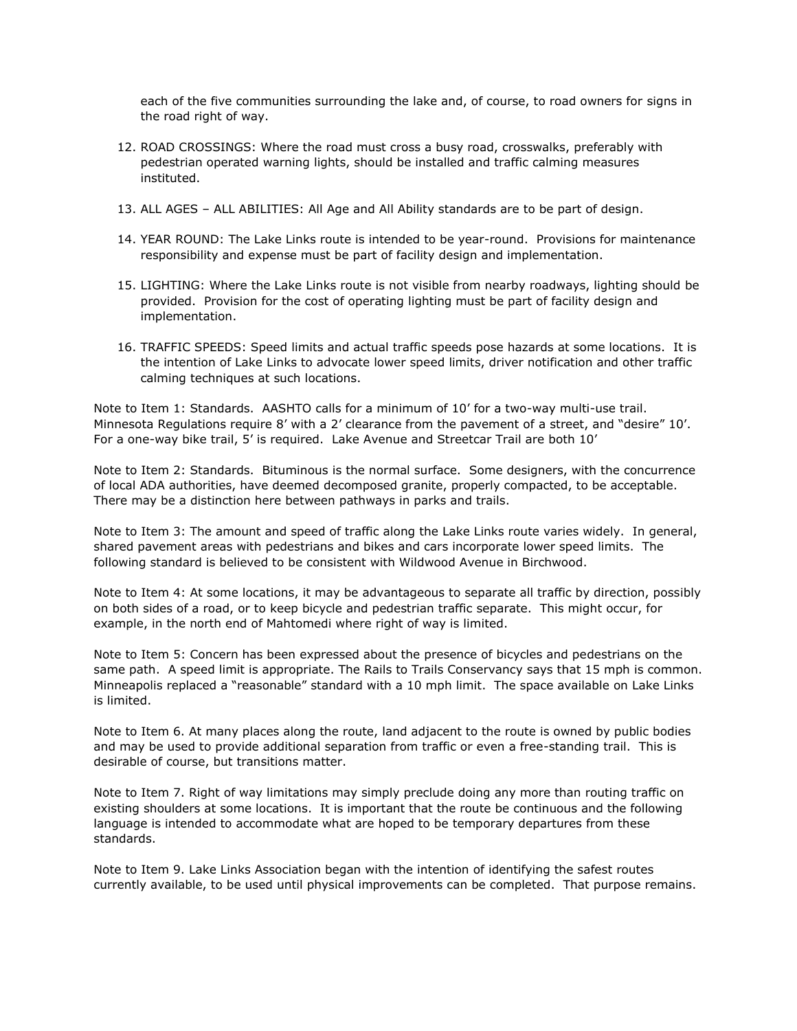each of the five communities surrounding the lake and, of course, to road owners for signs in the road right of way.

12. ROAD CROSSINGS: Where the road must cross a busy road, crosswalks, preferably with pedestrian operated warning lights, should be installed and traffic calming measures instituted.

13. ALL AGES – ALL ABILITIES: All Age and All Ability standards are to be part of design.

14. YEAR ROUND: The Lake Links route is intended to be year-round. Provisions for maintenance responsibility and expense must be part of facility design and implementation.

15. LIGHTING: Where the Lake Links route is not visible from nearby roadways, lighting should be provided. Provision for the cost of operating lighting must be part of facility design and implementation.

16. TRAFFIC SPEEDS: Speed limits and actual traffic speeds pose hazards at some locations. It is the intention of Lake Links to advocate lower speed limits, driver notification and other traffic calming techniques at such locations.

Note to Item 1: Standards. AASHTO calls for a minimum of 10' for a two-way multi-use trail. Minnesota Regulations require 8' with a 2' clearance from the pavement of a street, and "desire" 10'. For a one-way bike trail, 5' is required. Lake Avenue and Streetcar Trail are both 10'

Note to Item 2: Standards. Bituminous is the normal surface. Some designers, with the concurrence of local ADA authorities, have deemed decomposed granite, properly compacted, to be acceptable. There may be a distinction here between pathways in parks and trails.

Note to Item 3: The amount and speed of traffic along the Lake Links route varies widely. In general, shared pavement areas with pedestrians and bikes and cars incorporate lower speed limits. The following standard is believed to be consistent with Wildwood Avenue in Birchwood.

Note to Item 4: At some locations, it may be advantageous to separate all traffic by direction, possibly on both sides of a road, or to keep bicycle and pedestrian traffic separate. This might occur, for example, in the north end of Mahtomedi where right of way is limited.

Note to Item 5: Concern has been expressed about the presence of bicycles and pedestrians on the same path. A speed limit is appropriate. The Rails to Trails Conservancy says that 15 mph is common. Minneapolis replaced a "reasonable" standard with a 10 mph limit. The space available on Lake Links is limited.

Note to Item 6. At many places along the route, land adjacent to the route is owned by public bodies and may be used to provide additional separation from traffic or even a free-standing trail. This is desirable of course, but transitions matter.

Note to Item 7. Right of way limitations may simply preclude doing any more than routing traffic on existing shoulders at some locations. It is important that the route be continuous and the following language is intended to accommodate what are hoped to be temporary departures from these standards.

Note to Item 9. Lake Links Association began with the intention of identifying the safest routes currently available, to be used until physical improvements can be completed. That purpose remains.